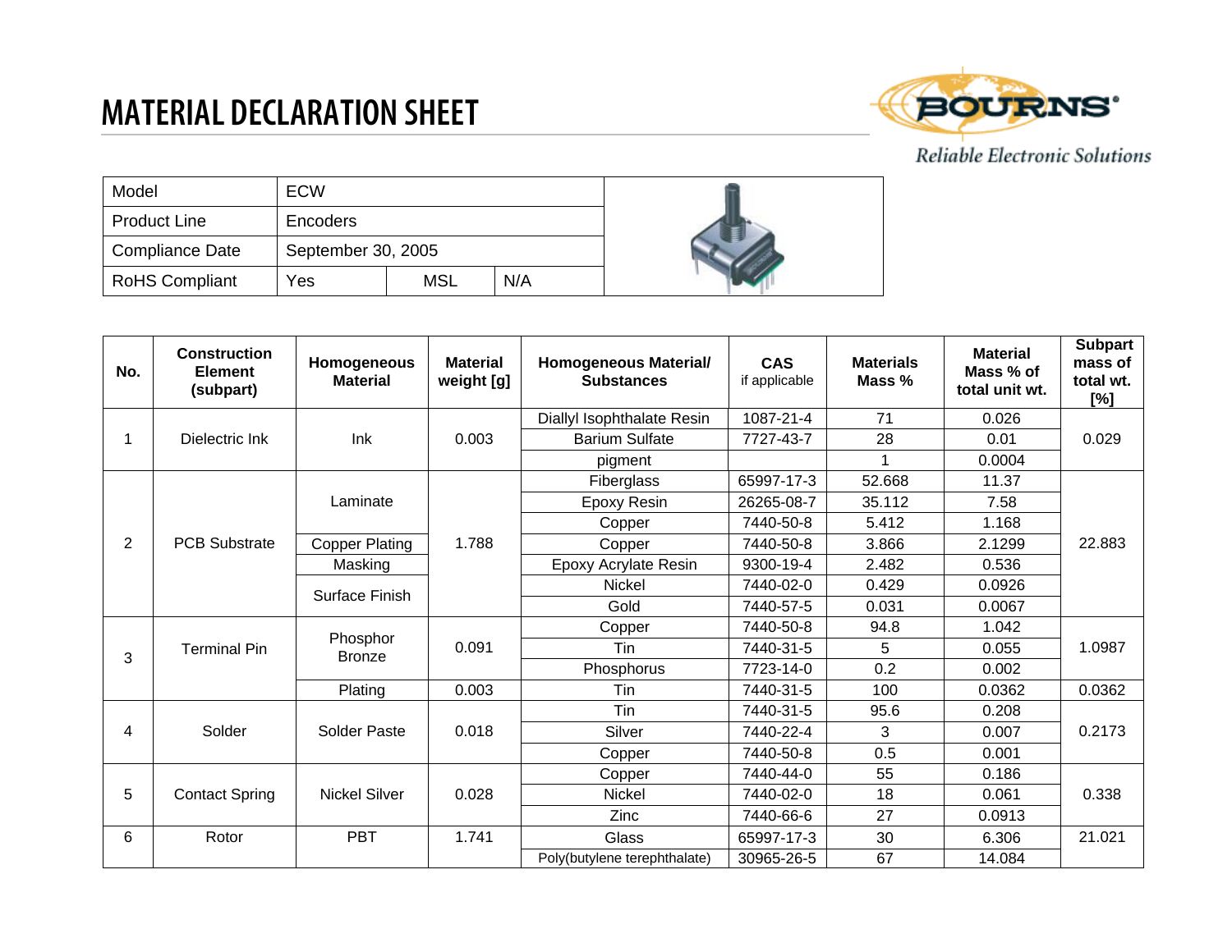# MATERIAL DECLARATION SHEET

BOURNS® Reliable Electronic Solutions

| Model | ECW | | |
|---|---|---|---|
| Product Line | Encoders | | |
| Compliance Date | September 30, 2005 | | |
| RoHS Compliant | Yes | MSL | N/A |

| No. | Construction Element (subpart) | Homogeneous Material | Material weight [g] | Homogeneous Material/ Substances | CAS if applicable | Materials Mass % | Material Mass % of total unit wt. | Subpart mass of total wt. [%] |
|---|---|---|---|---|---|---|---|---|
| 1 | Dielectric Ink | Ink | 0.003 | Diallyl Isophthalate Resin | 1087-21-4 | 71 | 0.026 | 0.029 |
| | | | | Barium Sulfate | 7727-43-7 | 28 | 0.01 | |
| | | | | pigment | | 1 | 0.0004 | |
| 2 | PCB Substrate | Laminate | 1.788 | Fiberglass | 65997-17-3 | 52.668 | 11.37 | 22.883 |
| | | | | Epoxy Resin | 26265-08-7 | 35.112 | 7.58 | |
| | | | | Copper | 7440-50-8 | 5.412 | 1.168 | |
| | | Copper Plating | | Copper | 7440-50-8 | 3.866 | 2.1299 | |
| | | Masking | | Epoxy Acrylate Resin | 9300-19-4 | 2.482 | 0.536 | |
| | | Surface Finish | | Nickel | 7440-02-0 | 0.429 | 0.0926 | |
| | | | | Gold | 7440-57-5 | 0.031 | 0.0067 | |
| 3 | Terminal Pin | Phosphor Bronze | 0.091 | Copper | 7440-50-8 | 94.8 | 1.042 | 1.0987 |
| | | | | Tin | 7440-31-5 | 5 | 0.055 | |
| | | | | Phosphorus | 7723-14-0 | 0.2 | 0.002 | |
| | | Plating | 0.003 | Tin | 7440-31-5 | 100 | 0.0362 | 0.0362 |
| 4 | Solder | Solder Paste | 0.018 | Tin | 7440-31-5 | 95.6 | 0.208 | 0.2173 |
| | | | | Silver | 7440-22-4 | 3 | 0.007 | |
| | | | | Copper | 7440-50-8 | 0.5 | 0.001 | |
| 5 | Contact Spring | Nickel Silver | 0.028 | Copper | 7440-44-0 | 55 | 0.186 | 0.338 |
| | | | | Nickel | 7440-02-0 | 18 | 0.061 | |
| | | | | Zinc | 7440-66-6 | 27 | 0.0913 | |
| 6 | Rotor | PBT | 1.741 | Glass | 65997-17-3 | 30 | 6.306 | 21.021 |
| | | | | Poly(butylene terephthalate) | 30965-26-5 | 67 | 14.084 | |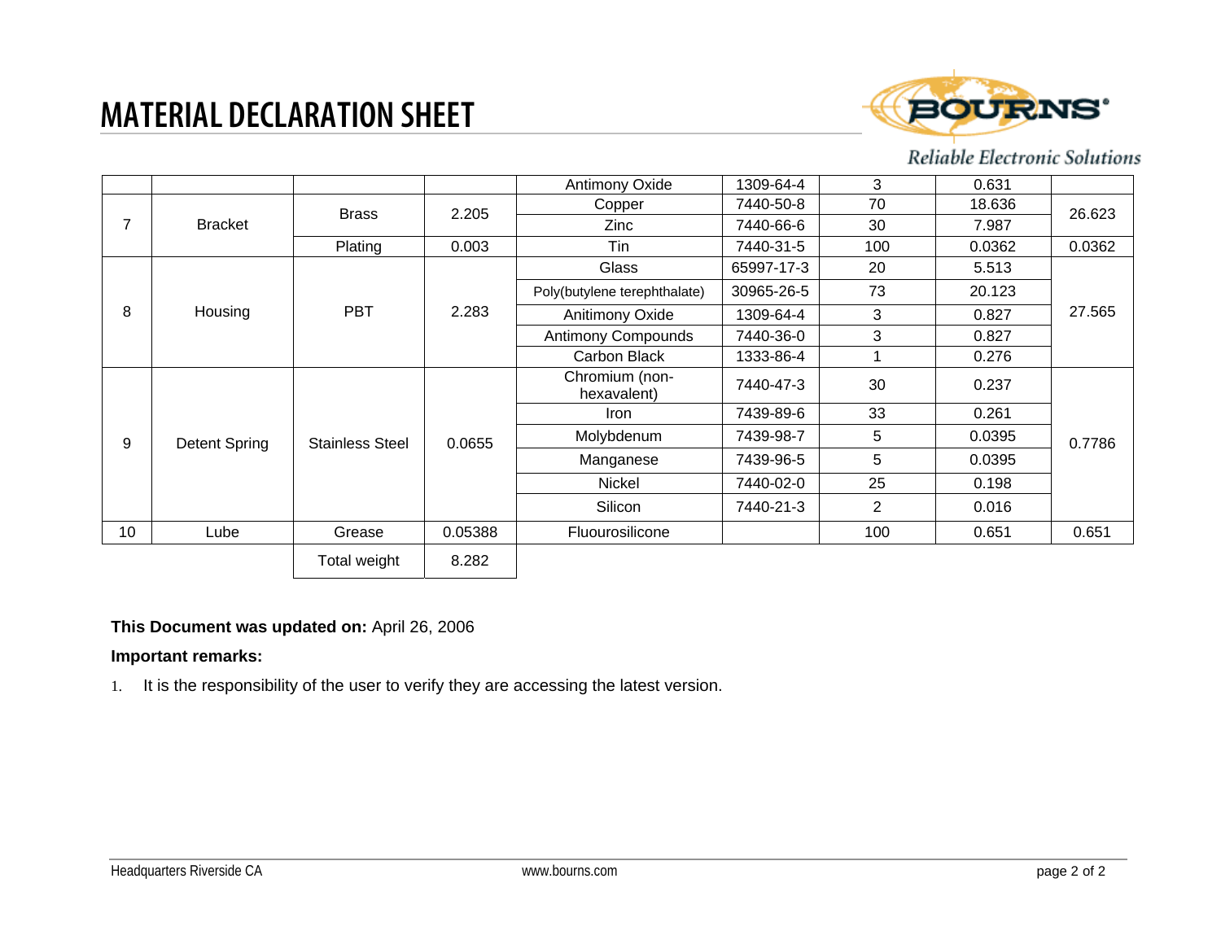# MATERIAL DECLARATION SHEET

*Reliable Electronic Solutions*

| | | | | | | | | |
|---|---|---|---|---|---|---|---|---|
| | | | | Antimony Oxide | 1309-64-4 | 3 | 0.631 | |
| 7 | Bracket | Brass | 2.205 | Copper | 7440-50-8 | 70 | 18.636 | 26.623 |
| | | | | Zinc | 7440-66-6 | 30 | 7.987 | |
| | | Plating | 0.003 | Tin | 7440-31-5 | 100 | 0.0362 | 0.0362 |
| 8 | Housing | PBT | 2.283 | Glass | 65997-17-3 | 20 | 5.513 | 27.565 |
| | | | | Poly(butylene terephthalate) | 30965-26-5 | 73 | 20.123 | |
| | | | | Anitimony Oxide | 1309-64-4 | 3 | 0.827 | |
| | | | | Antimony Compounds | 7440-36-0 | 3 | 0.827 | |
| | | | | Carbon Black | 1333-86-4 | 1 | 0.276 | |
| 9 | Detent Spring | Stainless Steel | 0.0655 | Chromium (non-hexavalent) | 7440-47-3 | 30 | 0.237 | 0.7786 |
| | | | | Iron | 7439-89-6 | 33 | 0.261 | |
| | | | | Molybdenum | 7439-98-7 | 5 | 0.0395 | |
| | | | | Manganese | 7439-96-5 | 5 | 0.0395 | |
| | | | | Nickel | 7440-02-0 | 25 | 0.198 | |
| | | | | Silicon | 7440-21-3 | 2 | 0.016 | |
| 10 | Lube | Grease | 0.05388 | Fluourosilicone | | 100 | 0.651 | 0.651 |
| | | Total weight | 8.282 | | | | | |

**This Document was updated on:** April 26, 2006

**Important remarks:**

1. It is the responsibility of the user to verify they are accessing the latest version.